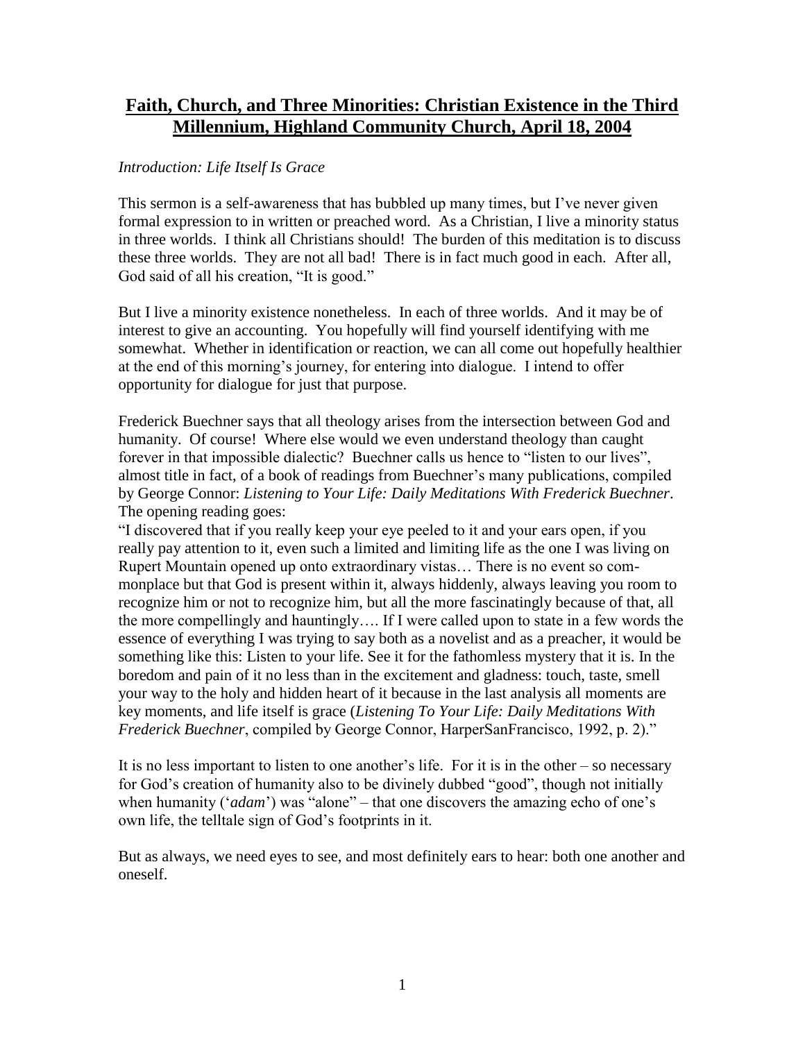# **Faith, Church, and Three Minorities: Christian Existence in the Third Millennium, Highland Community Church, April 18, 2004**

*Introduction: Life Itself Is Grace*

This sermon is a self-awareness that has bubbled up many times, but I've never given formal expression to in written or preached word. As a Christian, I live a minority status in three worlds. I think all Christians should! The burden of this meditation is to discuss these three worlds. They are not all bad! There is in fact much good in each. After all, God said of all his creation, "It is good."

But I live a minority existence nonetheless. In each of three worlds. And it may be of interest to give an accounting. You hopefully will find yourself identifying with me somewhat. Whether in identification or reaction, we can all come out hopefully healthier at the end of this morning's journey, for entering into dialogue. I intend to offer opportunity for dialogue for just that purpose.

Frederick Buechner says that all theology arises from the intersection between God and humanity. Of course! Where else would we even understand theology than caught forever in that impossible dialectic? Buechner calls us hence to "listen to our lives", almost title in fact, of a book of readings from Buechner's many publications, compiled by George Connor: *Listening to Your Life: Daily Meditations With Frederick Buechner*. The opening reading goes:

"I discovered that if you really keep your eye peeled to it and your ears open, if you really pay attention to it, even such a limited and limiting life as the one I was living on Rupert Mountain opened up onto extraordinary vistas… There is no event so commonplace but that God is present within it, always hiddenly, always leaving you room to recognize him or not to recognize him, but all the more fascinatingly because of that, all the more compellingly and hauntingly…. If I were called upon to state in a few words the essence of everything I was trying to say both as a novelist and as a preacher, it would be something like this: Listen to your life. See it for the fathomless mystery that it is. In the boredom and pain of it no less than in the excitement and gladness: touch, taste, smell your way to the holy and hidden heart of it because in the last analysis all moments are key moments, and life itself is grace (*Listening To Your Life: Daily Meditations With Frederick Buechner*, compiled by George Connor, HarperSanFrancisco, 1992, p. 2)."

It is no less important to listen to one another's life. For it is in the other – so necessary for God's creation of humanity also to be divinely dubbed "good", though not initially when humanity ('*adam*') was "alone" – that one discovers the amazing echo of one's own life, the telltale sign of God's footprints in it.

But as always, we need eyes to see, and most definitely ears to hear: both one another and oneself.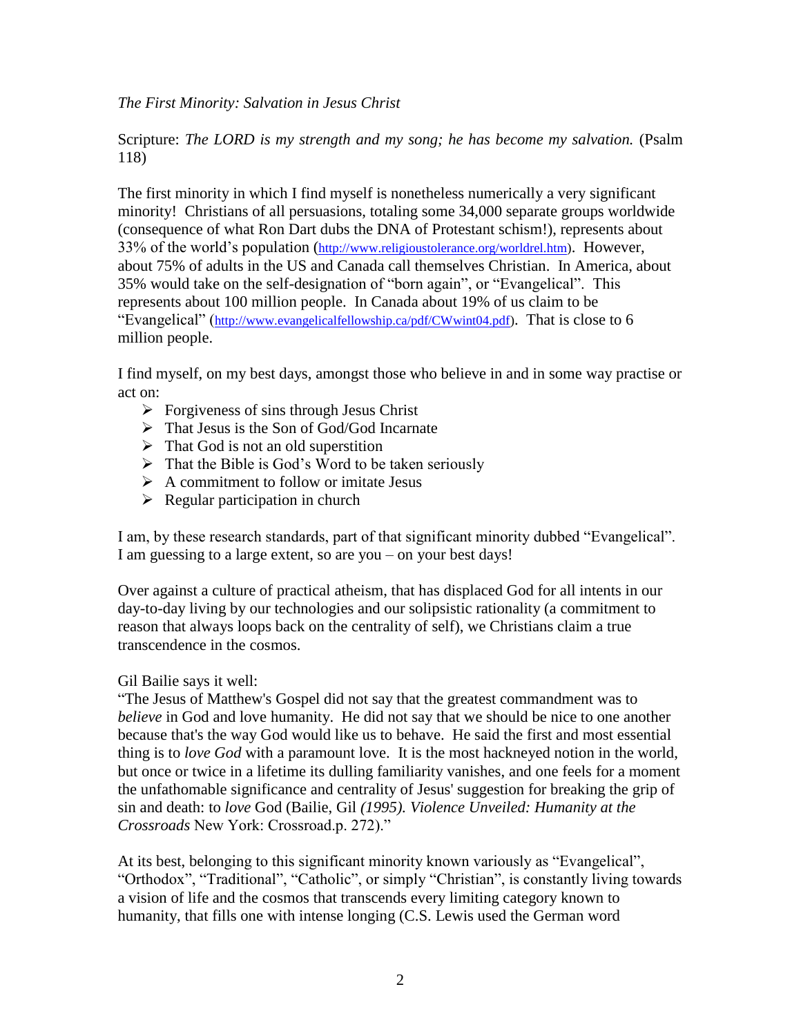*The First Minority: Salvation in Jesus Christ*

Scripture: *The LORD is my strength and my song; he has become my salvation.* (Psalm 118)

The first minority in which I find myself is nonetheless numerically a very significant minority! Christians of all persuasions, totaling some 34,000 separate groups worldwide (consequence of what Ron Dart dubs the DNA of Protestant schism!), represents about 33% of the world's population (http://www.religioustolerance.org/worldrel.htm). However, about 75% of adults in the US and Canada call themselves Christian. In America, about 35% would take on the self-designation of "born again", or "Evangelical". This represents about 100 million people. In Canada about 19% of us claim to be "Evangelical" (http://www.evangelicalfellowship.ca/pdf/CWwint04.pdf). That is close to 6 million people.

I find myself, on my best days, amongst those who believe in and in some way practise or act on:

- Forgiveness of sins through Jesus Christ
- That Jesus is the Son of God/God Incarnate
- That God is not an old superstition
- That the Bible is God's Word to be taken seriously
- A commitment to follow or imitate Jesus
- Regular participation in church

I am, by these research standards, part of that significant minority dubbed "Evangelical". I am guessing to a large extent, so are you – on your best days!

Over against a culture of practical atheism, that has displaced God for all intents in our day-to-day living by our technologies and our solipsistic rationality (a commitment to reason that always loops back on the centrality of self), we Christians claim a true transcendence in the cosmos.

Gil Bailie says it well:
"The Jesus of Matthew's Gospel did not say that the greatest commandment was to *believe* in God and love humanity. He did not say that we should be nice to one another because that's the way God would like us to behave. He said the first and most essential thing is to *love God* with a paramount love. It is the most hackneyed notion in the world, but once or twice in a lifetime its dulling familiarity vanishes, and one feels for a moment the unfathomable significance and centrality of Jesus' suggestion for breaking the grip of sin and death: to *love* God (Bailie, Gil *(1995). Violence Unveiled: Humanity at the Crossroads* New York: Crossroad.p. 272)."

At its best, belonging to this significant minority known variously as "Evangelical", "Orthodox", "Traditional", "Catholic", or simply "Christian", is constantly living towards a vision of life and the cosmos that transcends every limiting category known to humanity, that fills one with intense longing (C.S. Lewis used the German word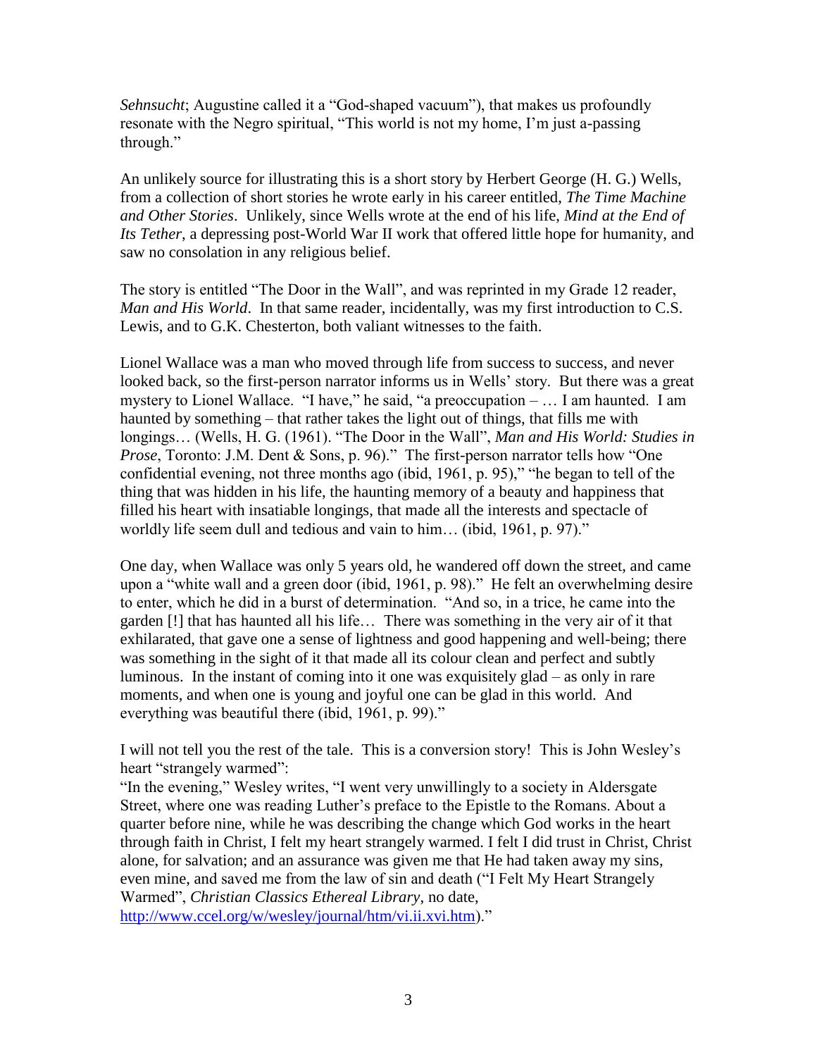*Sehnsucht*; Augustine called it a "God-shaped vacuum"), that makes us profoundly resonate with the Negro spiritual, "This world is not my home, I'm just a-passing through."

An unlikely source for illustrating this is a short story by Herbert George (H. G.) Wells, from a collection of short stories he wrote early in his career entitled, *The Time Machine and Other Stories*. Unlikely, since Wells wrote at the end of his life, *Mind at the End of Its Tether*, a depressing post-World War II work that offered little hope for humanity, and saw no consolation in any religious belief.

The story is entitled "The Door in the Wall", and was reprinted in my Grade 12 reader, *Man and His World*. In that same reader, incidentally, was my first introduction to C.S. Lewis, and to G.K. Chesterton, both valiant witnesses to the faith.

Lionel Wallace was a man who moved through life from success to success, and never looked back, so the first-person narrator informs us in Wells' story. But there was a great mystery to Lionel Wallace. "I have," he said, "a preoccupation – … I am haunted. I am haunted by something – that rather takes the light out of things, that fills me with longings… (Wells, H. G. (1961). "The Door in the Wall", *Man and His World: Studies in Prose*, Toronto: J.M. Dent & Sons, p. 96)." The first-person narrator tells how "One confidential evening, not three months ago (ibid, 1961, p. 95)," "he began to tell of the thing that was hidden in his life, the haunting memory of a beauty and happiness that filled his heart with insatiable longings, that made all the interests and spectacle of worldly life seem dull and tedious and vain to him… (ibid, 1961, p. 97)."

One day, when Wallace was only 5 years old, he wandered off down the street, and came upon a "white wall and a green door (ibid, 1961, p. 98)." He felt an overwhelming desire to enter, which he did in a burst of determination. "And so, in a trice, he came into the garden [!] that has haunted all his life… There was something in the very air of it that exhilarated, that gave one a sense of lightness and good happening and well-being; there was something in the sight of it that made all its colour clean and perfect and subtly luminous. In the instant of coming into it one was exquisitely glad – as only in rare moments, and when one is young and joyful one can be glad in this world. And everything was beautiful there (ibid, 1961, p. 99)."

I will not tell you the rest of the tale. This is a conversion story! This is John Wesley's heart "strangely warmed":

"In the evening," Wesley writes, "I went very unwillingly to a society in Aldersgate Street, where one was reading Luther's preface to the Epistle to the Romans. About a quarter before nine, while he was describing the change which God works in the heart through faith in Christ, I felt my heart strangely warmed. I felt I did trust in Christ, Christ alone, for salvation; and an assurance was given me that He had taken away my sins, even mine, and saved me from the law of sin and death ("I Felt My Heart Strangely Warmed", *Christian Classics Ethereal Library*, no date, [http://www.ccel.org/w/wesley/journal/htm/vi.ii.xvi.htm](http://www.ccel.org/w/wesley/journal/htm/vi.ii.xvi.htm))."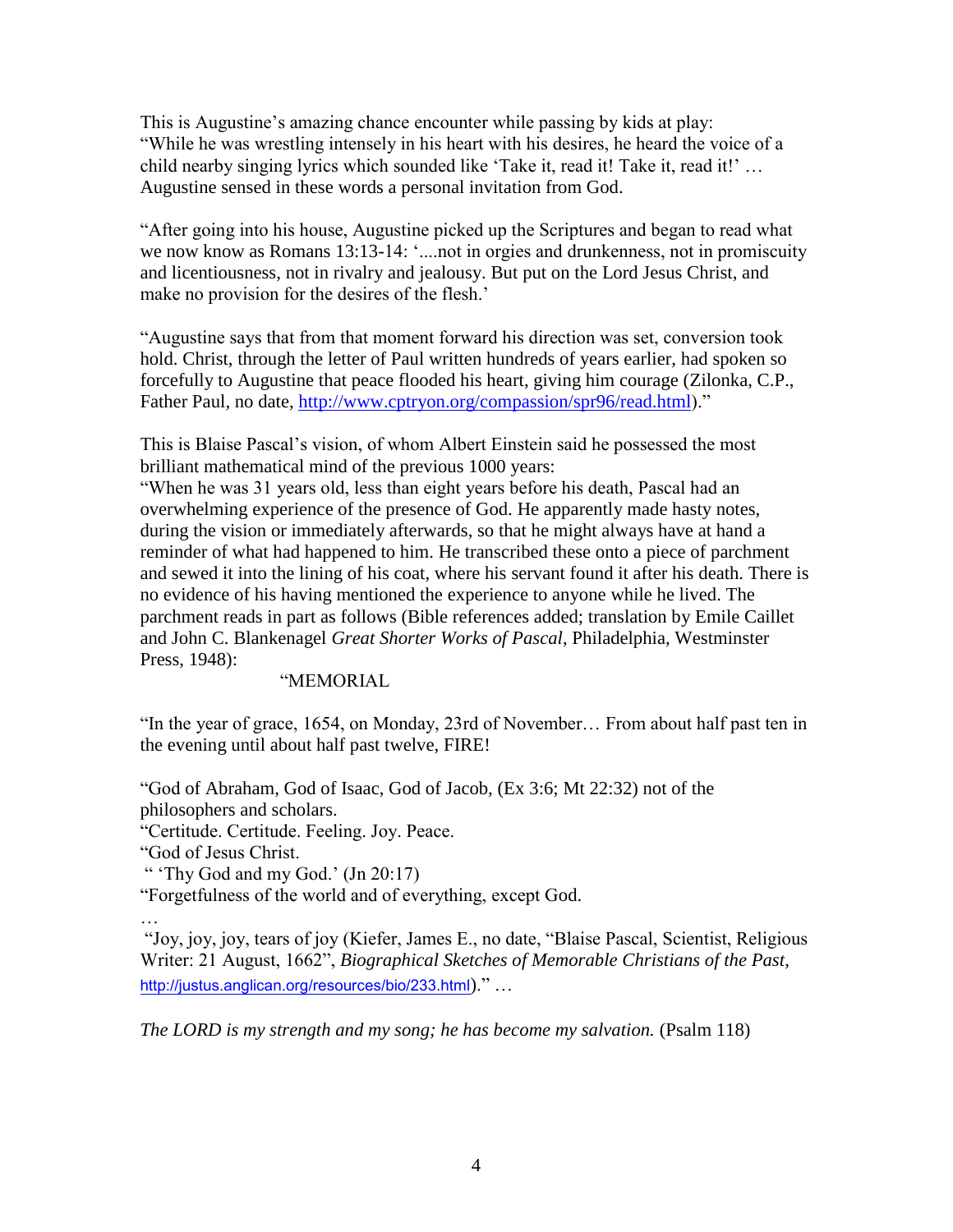This is Augustine's amazing chance encounter while passing by kids at play:
"While he was wrestling intensely in his heart with his desires, he heard the voice of a child nearby singing lyrics which sounded like 'Take it, read it! Take it, read it!' … Augustine sensed in these words a personal invitation from God.

"After going into his house, Augustine picked up the Scriptures and began to read what we now know as Romans 13:13-14: '....not in orgies and drunkenness, not in promiscuity and licentiousness, not in rivalry and jealousy. But put on the Lord Jesus Christ, and make no provision for the desires of the flesh.'

"Augustine says that from that moment forward his direction was set, conversion took hold. Christ, through the letter of Paul written hundreds of years earlier, had spoken so forcefully to Augustine that peace flooded his heart, giving him courage (Zilonka, C.P., Father Paul, no date, http://www.cptryon.org/compassion/spr96/read.html)."

This is Blaise Pascal's vision, of whom Albert Einstein said he possessed the most brilliant mathematical mind of the previous 1000 years:
"When he was 31 years old, less than eight years before his death, Pascal had an overwhelming experience of the presence of God. He apparently made hasty notes, during the vision or immediately afterwards, so that he might always have at hand a reminder of what had happened to him. He transcribed these onto a piece of parchment and sewed it into the lining of his coat, where his servant found it after his death. There is no evidence of his having mentioned the experience to anyone while he lived. The parchment reads in part as follows (Bible references added; translation by Emile Caillet and John C. Blankenagel *Great Shorter Works of Pascal*, Philadelphia, Westminster Press, 1948):

"MEMORIAL

"In the year of grace, 1654, on Monday, 23rd of November… From about half past ten in the evening until about half past twelve, FIRE!

"God of Abraham, God of Isaac, God of Jacob, (Ex 3:6; Mt 22:32) not of the philosophers and scholars.
"Certitude. Certitude. Feeling. Joy. Peace.
"God of Jesus Christ.
" 'Thy God and my God.' (Jn 20:17)
"Forgetfulness of the world and of everything, except God.
…
"Joy, joy, joy, tears of joy (Kiefer, James E., no date, "Blaise Pascal, Scientist, Religious Writer: 21 August, 1662", *Biographical Sketches of Memorable Christians of the Past*, http://justus.anglican.org/resources/bio/233.html)." …

*The LORD is my strength and my song; he has become my salvation.* (Psalm 118)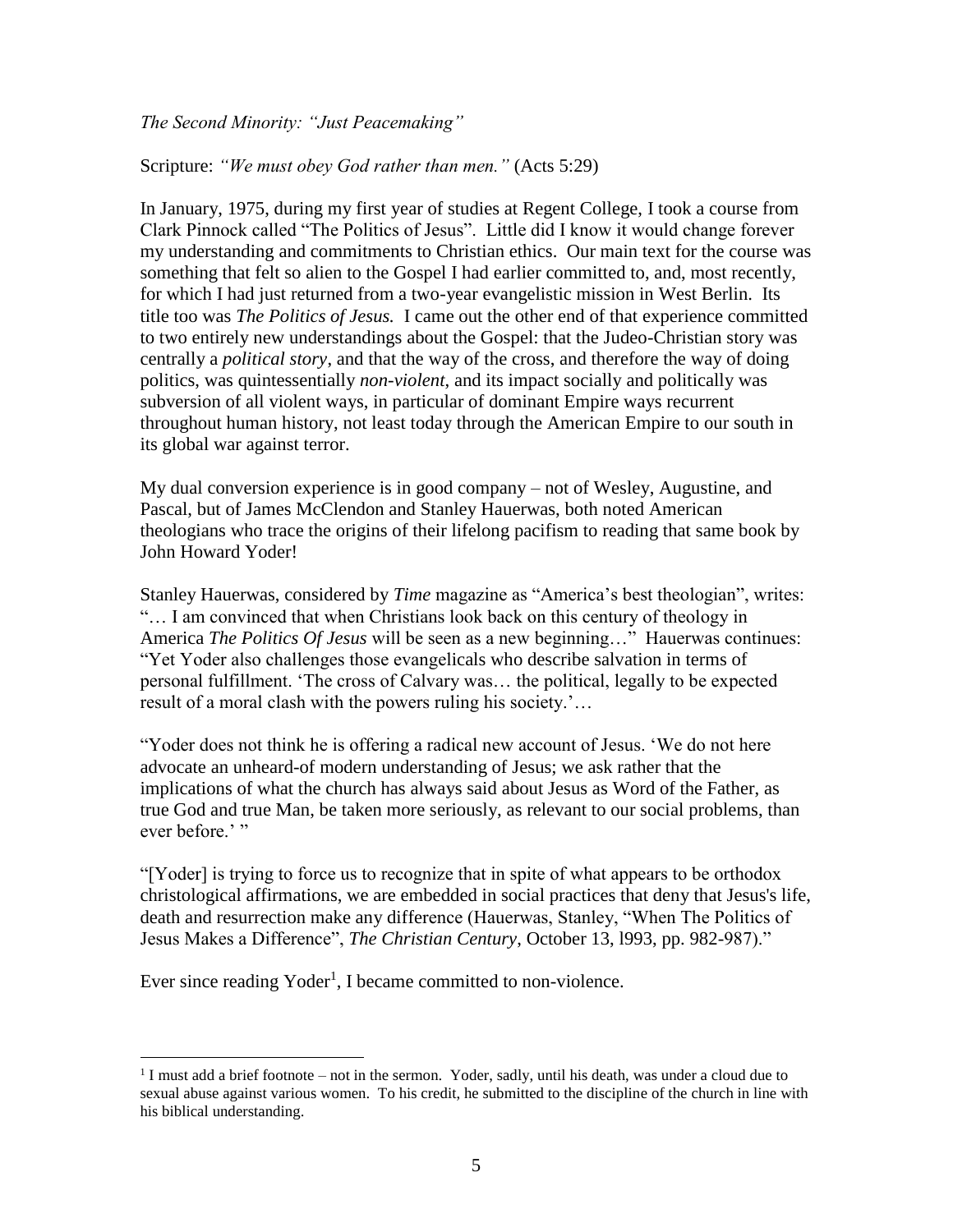*The Second Minority: "Just Peacemaking"*

Scripture: *"We must obey God rather than men."* (Acts 5:29)

In January, 1975, during my first year of studies at Regent College, I took a course from Clark Pinnock called "The Politics of Jesus". Little did I know it would change forever my understanding and commitments to Christian ethics. Our main text for the course was something that felt so alien to the Gospel I had earlier committed to, and, most recently, for which I had just returned from a two-year evangelistic mission in West Berlin. Its title too was *The Politics of Jesus.* I came out the other end of that experience committed to two entirely new understandings about the Gospel: that the Judeo-Christian story was centrally a *political story*, and that the way of the cross, and therefore the way of doing politics, was quintessentially *non-violent*, and its impact socially and politically was subversion of all violent ways, in particular of dominant Empire ways recurrent throughout human history, not least today through the American Empire to our south in its global war against terror.

My dual conversion experience is in good company – not of Wesley, Augustine, and Pascal, but of James McClendon and Stanley Hauerwas, both noted American theologians who trace the origins of their lifelong pacifism to reading that same book by John Howard Yoder!

Stanley Hauerwas, considered by *Time* magazine as "America's best theologian", writes: "… I am convinced that when Christians look back on this century of theology in America *The Politics Of Jesus* will be seen as a new beginning…" Hauerwas continues: "Yet Yoder also challenges those evangelicals who describe salvation in terms of personal fulfillment. 'The cross of Calvary was… the political, legally to be expected result of a moral clash with the powers ruling his society.'…

"Yoder does not think he is offering a radical new account of Jesus. 'We do not here advocate an unheard-of modern understanding of Jesus; we ask rather that the implications of what the church has always said about Jesus as Word of the Father, as true God and true Man, be taken more seriously, as relevant to our social problems, than ever before.' "

"[Yoder] is trying to force us to recognize that in spite of what appears to be orthodox christological affirmations, we are embedded in social practices that deny that Jesus's life, death and resurrection make any difference (Hauerwas, Stanley, "When The Politics of Jesus Makes a Difference", *The Christian Century*, October 13, l993, pp. 982-987)."

Ever since reading Yoder[1], I became committed to non-violence.

[1] I must add a brief footnote – not in the sermon. Yoder, sadly, until his death, was under a cloud due to sexual abuse against various women. To his credit, he submitted to the discipline of the church in line with his biblical understanding.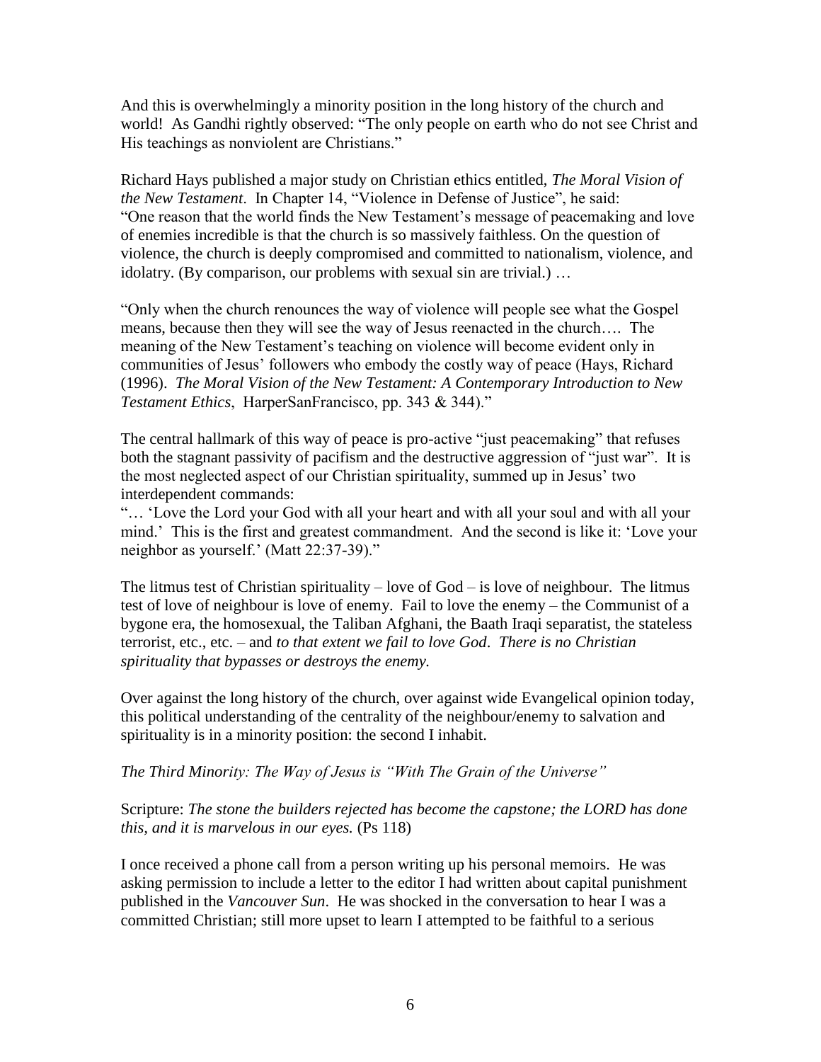And this is overwhelmingly a minority position in the long history of the church and world! As Gandhi rightly observed: "The only people on earth who do not see Christ and His teachings as nonviolent are Christians."

Richard Hays published a major study on Christian ethics entitled, *The Moral Vision of the New Testament*. In Chapter 14, "Violence in Defense of Justice", he said: "One reason that the world finds the New Testament's message of peacemaking and love of enemies incredible is that the church is so massively faithless. On the question of violence, the church is deeply compromised and committed to nationalism, violence, and idolatry. (By comparison, our problems with sexual sin are trivial.) …

"Only when the church renounces the way of violence will people see what the Gospel means, because then they will see the way of Jesus reenacted in the church…. The meaning of the New Testament's teaching on violence will become evident only in communities of Jesus' followers who embody the costly way of peace (Hays, Richard (1996). *The Moral Vision of the New Testament: A Contemporary Introduction to New Testament Ethics*, HarperSanFrancisco, pp. 343 & 344)."

The central hallmark of this way of peace is pro-active "just peacemaking" that refuses both the stagnant passivity of pacifism and the destructive aggression of "just war". It is the most neglected aspect of our Christian spirituality, summed up in Jesus' two interdependent commands:
"… 'Love the Lord your God with all your heart and with all your soul and with all your mind.' This is the first and greatest commandment. And the second is like it: 'Love your neighbor as yourself.' (Matt 22:37-39)."

The litmus test of Christian spirituality – love of God – is love of neighbour. The litmus test of love of neighbour is love of enemy. Fail to love the enemy – the Communist of a bygone era, the homosexual, the Taliban Afghani, the Baath Iraqi separatist, the stateless terrorist, etc., etc. – and *to that extent we fail to love God*. *There is no Christian spirituality that bypasses or destroys the enemy.*

Over against the long history of the church, over against wide Evangelical opinion today, this political understanding of the centrality of the neighbour/enemy to salvation and spirituality is in a minority position: the second I inhabit.

*The Third Minority: The Way of Jesus is "With The Grain of the Universe"*

Scripture: *The stone the builders rejected has become the capstone; the LORD has done this, and it is marvelous in our eyes.* (Ps 118)

I once received a phone call from a person writing up his personal memoirs. He was asking permission to include a letter to the editor I had written about capital punishment published in the *Vancouver Sun*. He was shocked in the conversation to hear I was a committed Christian; still more upset to learn I attempted to be faithful to a serious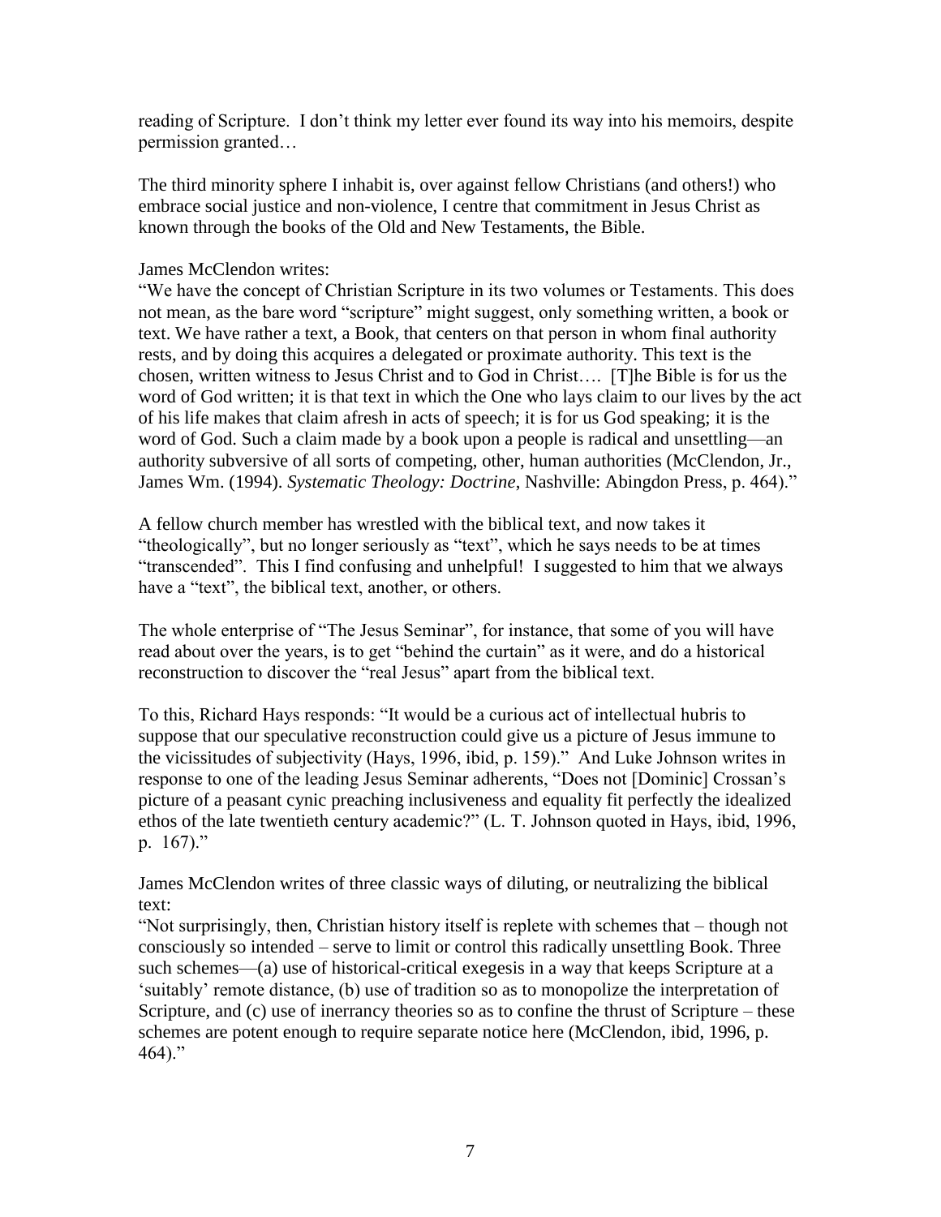reading of Scripture. I don't think my letter ever found its way into his memoirs, despite permission granted…

The third minority sphere I inhabit is, over against fellow Christians (and others!) who embrace social justice and non-violence, I centre that commitment in Jesus Christ as known through the books of the Old and New Testaments, the Bible.

James McClendon writes:
"We have the concept of Christian Scripture in its two volumes or Testaments. This does not mean, as the bare word "scripture" might suggest, only something written, a book or text. We have rather a text, a Book, that centers on that person in whom final authority rests, and by doing this acquires a delegated or proximate authority. This text is the chosen, written witness to Jesus Christ and to God in Christ…. [T]he Bible is for us the word of God written; it is that text in which the One who lays claim to our lives by the act of his life makes that claim afresh in acts of speech; it is for us God speaking; it is the word of God. Such a claim made by a book upon a people is radical and unsettling—an authority subversive of all sorts of competing, other, human authorities (McClendon, Jr., James Wm. (1994). *Systematic Theology: Doctrine*, Nashville: Abingdon Press, p. 464)."

A fellow church member has wrestled with the biblical text, and now takes it "theologically", but no longer seriously as "text", which he says needs to be at times "transcended". This I find confusing and unhelpful! I suggested to him that we always have a "text", the biblical text, another, or others.

The whole enterprise of "The Jesus Seminar", for instance, that some of you will have read about over the years, is to get "behind the curtain" as it were, and do a historical reconstruction to discover the "real Jesus" apart from the biblical text.

To this, Richard Hays responds: "It would be a curious act of intellectual hubris to suppose that our speculative reconstruction could give us a picture of Jesus immune to the vicissitudes of subjectivity (Hays, 1996, ibid, p. 159)." And Luke Johnson writes in response to one of the leading Jesus Seminar adherents, "Does not [Dominic] Crossan's picture of a peasant cynic preaching inclusiveness and equality fit perfectly the idealized ethos of the late twentieth century academic?" (L. T. Johnson quoted in Hays, ibid, 1996, p. 167)."

James McClendon writes of three classic ways of diluting, or neutralizing the biblical text:
"Not surprisingly, then, Christian history itself is replete with schemes that – though not consciously so intended – serve to limit or control this radically unsettling Book. Three such schemes—(a) use of historical-critical exegesis in a way that keeps Scripture at a 'suitably' remote distance, (b) use of tradition so as to monopolize the interpretation of Scripture, and (c) use of inerrancy theories so as to confine the thrust of Scripture – these schemes are potent enough to require separate notice here (McClendon, ibid, 1996, p. 464)."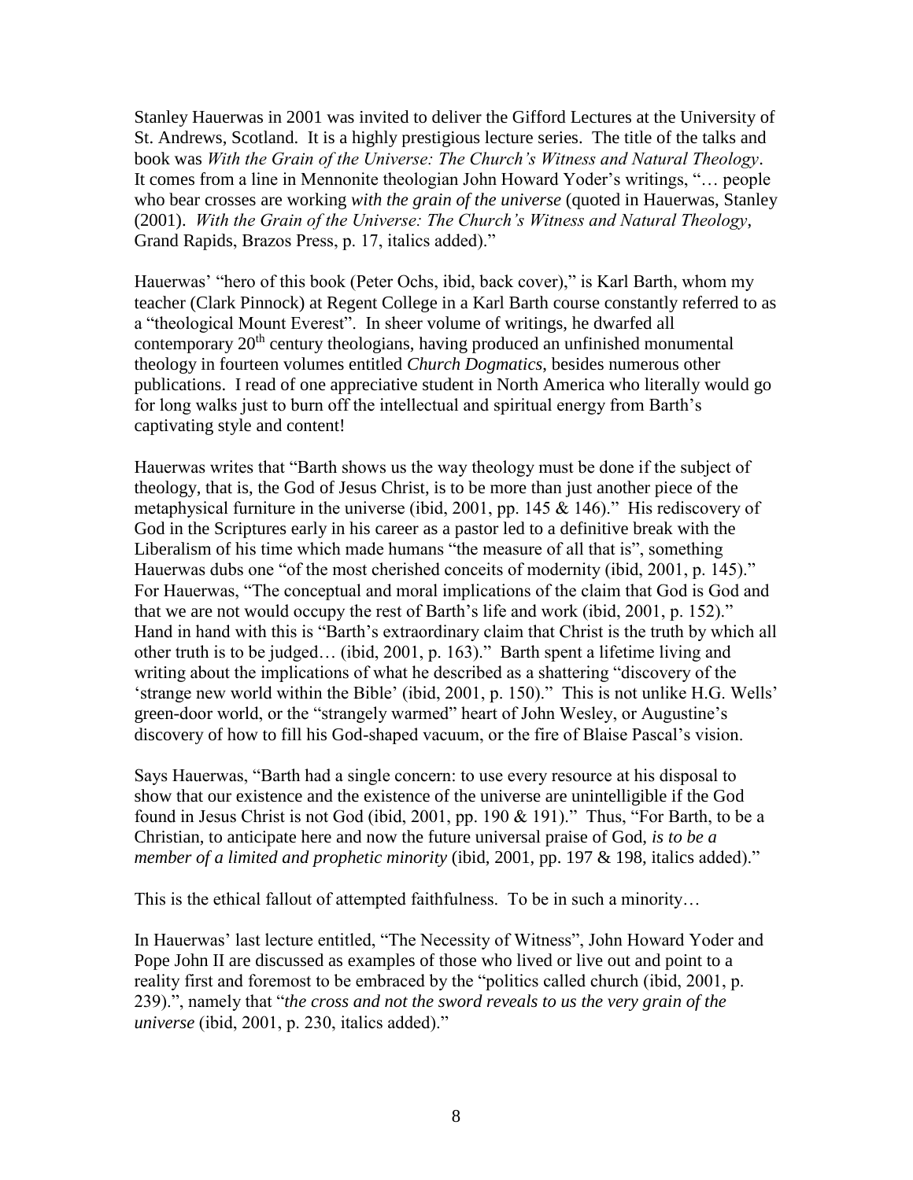Stanley Hauerwas in 2001 was invited to deliver the Gifford Lectures at the University of St. Andrews, Scotland. It is a highly prestigious lecture series. The title of the talks and book was *With the Grain of the Universe: The Church's Witness and Natural Theology*. It comes from a line in Mennonite theologian John Howard Yoder's writings, "… people who bear crosses are working *with the grain of the universe* (quoted in Hauerwas, Stanley (2001). *With the Grain of the Universe: The Church's Witness and Natural Theology*, Grand Rapids, Brazos Press, p. 17, italics added)."

Hauerwas' "hero of this book (Peter Ochs, ibid, back cover)," is Karl Barth, whom my teacher (Clark Pinnock) at Regent College in a Karl Barth course constantly referred to as a "theological Mount Everest". In sheer volume of writings, he dwarfed all contemporary 20th century theologians, having produced an unfinished monumental theology in fourteen volumes entitled *Church Dogmatics*, besides numerous other publications. I read of one appreciative student in North America who literally would go for long walks just to burn off the intellectual and spiritual energy from Barth's captivating style and content!

Hauerwas writes that "Barth shows us the way theology must be done if the subject of theology, that is, the God of Jesus Christ, is to be more than just another piece of the metaphysical furniture in the universe (ibid, 2001, pp. 145 & 146)." His rediscovery of God in the Scriptures early in his career as a pastor led to a definitive break with the Liberalism of his time which made humans "the measure of all that is", something Hauerwas dubs one "of the most cherished conceits of modernity (ibid, 2001, p. 145)." For Hauerwas, "The conceptual and moral implications of the claim that God is God and that we are not would occupy the rest of Barth's life and work (ibid, 2001, p. 152)." Hand in hand with this is "Barth's extraordinary claim that Christ is the truth by which all other truth is to be judged… (ibid, 2001, p. 163)." Barth spent a lifetime living and writing about the implications of what he described as a shattering "discovery of the 'strange new world within the Bible' (ibid, 2001, p. 150)." This is not unlike H.G. Wells' green-door world, or the "strangely warmed" heart of John Wesley, or Augustine's discovery of how to fill his God-shaped vacuum, or the fire of Blaise Pascal's vision.

Says Hauerwas, "Barth had a single concern: to use every resource at his disposal to show that our existence and the existence of the universe are unintelligible if the God found in Jesus Christ is not God (ibid, 2001, pp. 190 & 191)." Thus, "For Barth, to be a Christian, to anticipate here and now the future universal praise of God, *is to be a member of a limited and prophetic minority* (ibid, 2001, pp. 197 & 198, italics added)."

This is the ethical fallout of attempted faithfulness. To be in such a minority…

In Hauerwas' last lecture entitled, "The Necessity of Witness", John Howard Yoder and Pope John II are discussed as examples of those who lived or live out and point to a reality first and foremost to be embraced by the "politics called church (ibid, 2001, p. 239).", namely that "*the cross and not the sword reveals to us the very grain of the universe* (ibid, 2001, p. 230, italics added)."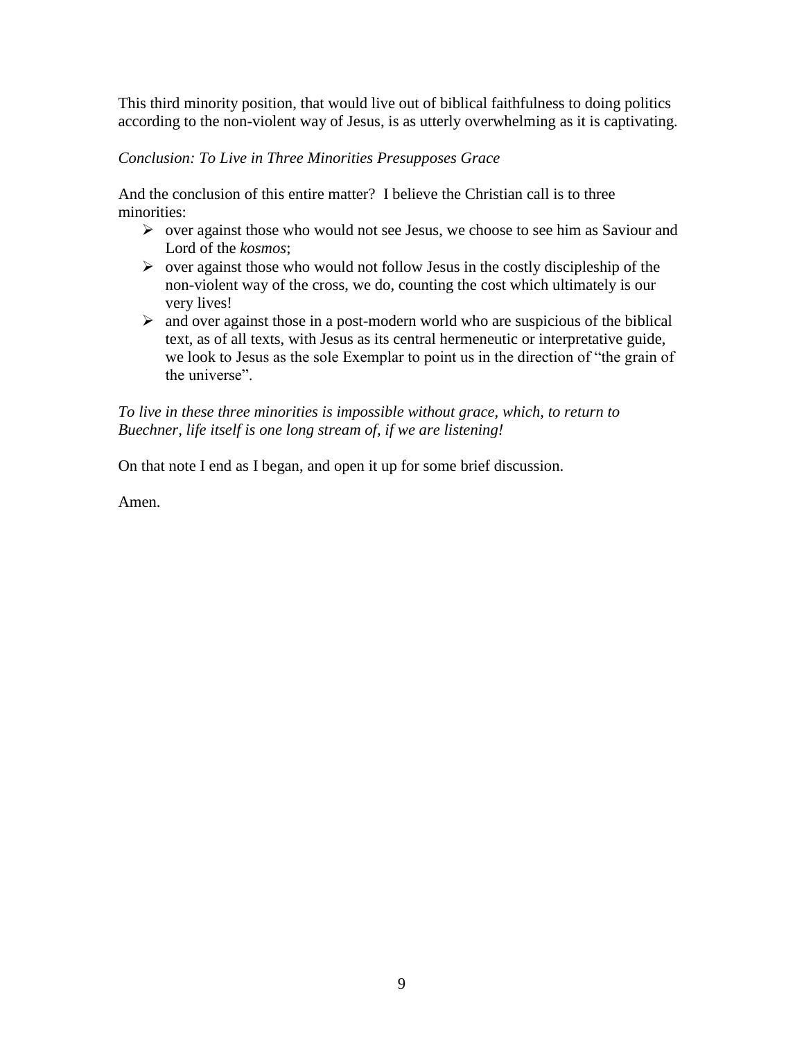This third minority position, that would live out of biblical faithfulness to doing politics according to the non-violent way of Jesus, is as utterly overwhelming as it is captivating.

*Conclusion: To Live in Three Minorities Presupposes Grace*

And the conclusion of this entire matter? I believe the Christian call is to three minorities:

- over against those who would not see Jesus, we choose to see him as Saviour and Lord of the *kosmos*;
- over against those who would not follow Jesus in the costly discipleship of the non-violent way of the cross, we do, counting the cost which ultimately is our very lives!
- and over against those in a post-modern world who are suspicious of the biblical text, as of all texts, with Jesus as its central hermeneutic or interpretative guide, we look to Jesus as the sole Exemplar to point us in the direction of "the grain of the universe".

*To live in these three minorities is impossible without grace, which, to return to Buechner, life itself is one long stream of, if we are listening!*

On that note I end as I began, and open it up for some brief discussion.

Amen.